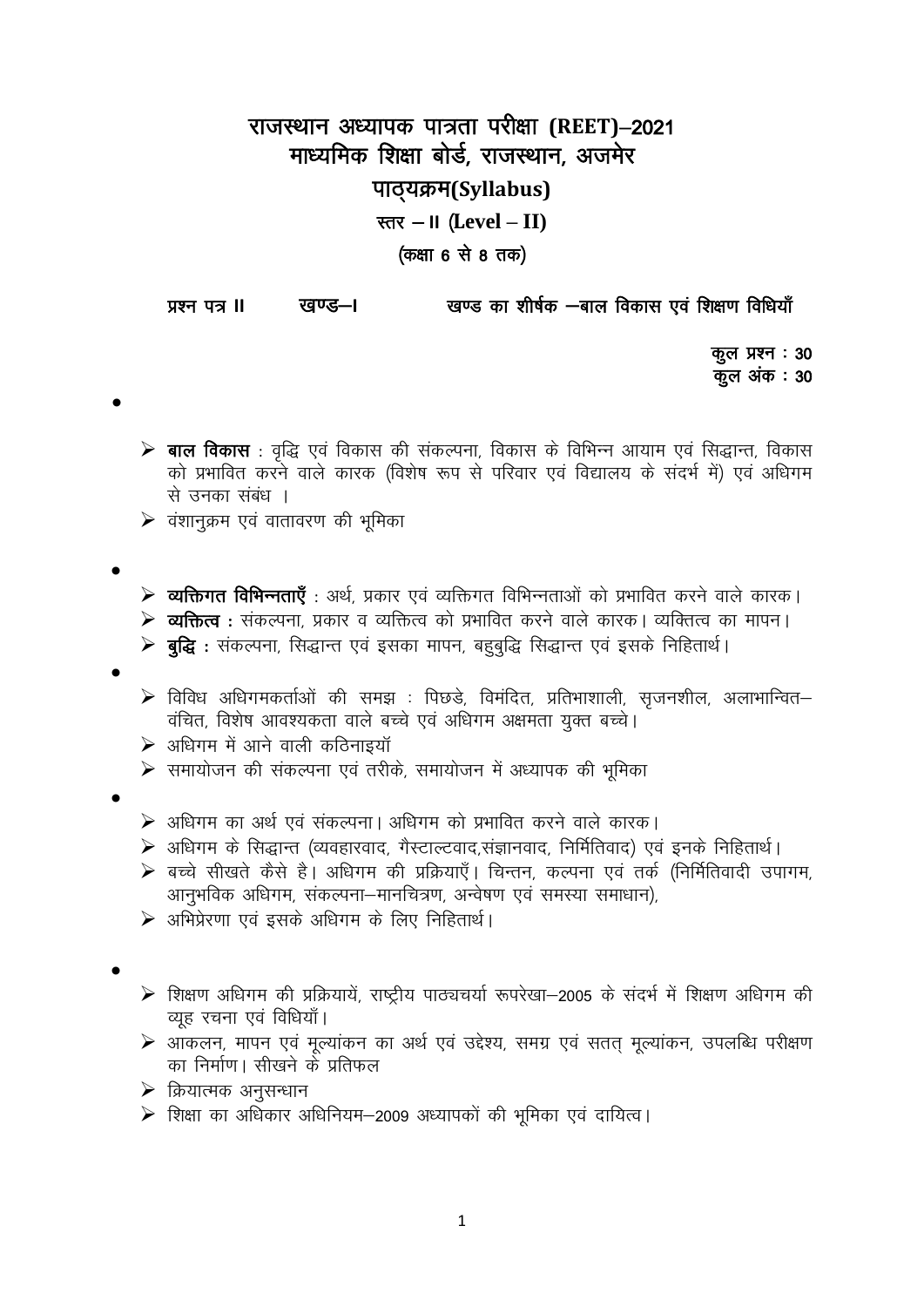# राजस्थान अध्यापक पात्रता परीक्षा (REET)–2021
## माध्यमिक शिक्षा बोर्ड, राजस्थान, अजमेर
## पाठ्यक्रम(Syllabus)
### स्तर – II (Level – II)
### (कक्षा 6 से 8 तक)

**प्रश्न पत्र II    खण्ड–I    खण्ड का शीर्षक –बाल विकास एवं शिक्षण विधियाँ**

**कुल प्रश्न : 30**
**कुल अंक : 30**

- **बाल विकास** : वृद्धि एवं विकास की संकल्पना, विकास के विभिन्न आयाम एवं सिद्धान्त, विकास को प्रभावित करने वाले कारक (विशेष रूप से परिवार एवं विद्यालय के संदर्भ में) एवं अधिगम से उनका संबंध ।
- वंशानुक्रम एवं वातावरण की भूमिका

- **व्यक्तिगत विभिन्नताएँ** : अर्थ, प्रकार एवं व्यक्तिगत विभिन्नताओं को प्रभावित करने वाले कारक।
- **व्यक्तित्व :** संकल्पना, प्रकार व व्यक्तित्व को प्रभावित करने वाले कारक। व्यक्तित्व का मापन।
- **बुद्धि :** संकल्पना, सिद्धान्त एवं इसका मापन, बहुबुद्धि सिद्धान्त एवं इसके निहितार्थ।

- विविध अधिगमकर्ताओं की समझ : पिछडे, विमंदित, प्रतिभाशाली, सृजनशील, अलाभान्वित–वंचित, विशेष आवश्यकता वाले बच्चे एवं अधिगम अक्षमता युक्त बच्चे।
- अधिगम में आने वाली कठिनाइयॉ
- समायोजन की संकल्पना एवं तरीके, समायोजन में अध्यापक की भूमिका

- अधिगम का अर्थ एवं संकल्पना। अधिगम को प्रभावित करने वाले कारक।
- अधिगम के सिद्धान्त (व्यवहारवाद, गैस्टाल्टवाद,संज्ञानवाद, निर्मितिवाद) एवं इनके निहितार्थ।
- बच्चे सीखते कैसे है। अधिगम की प्रक्रियाएँ। चिन्तन, कल्पना एवं तर्क (निर्मितिवादी उपागम, आनुभविक अधिगम, संकल्पना–मानचित्रण, अन्वेषण एवं समस्या समाधान),
- अभिप्रेरणा एवं इसके अधिगम के लिए निहितार्थ।

- शिक्षण अधिगम की प्रक्रियायें, राष्ट्रीय पाठ्यचर्या रूपरेखा–2005 के संदर्भ में शिक्षण अधिगम की व्यूह रचना एवं विधियाँ।
- आकलन, मापन एवं मूल्यांकन का अर्थ एवं उद्देश्य, समग्र एवं सतत् मूल्यांकन, उपलब्धि परीक्षण का निर्माण। सीखने के प्रतिफल
- क्रियात्मक अनुसन्धान
- शिक्षा का अधिकार अधिनियम–2009 अध्यापकों की भूमिका एवं दायित्व।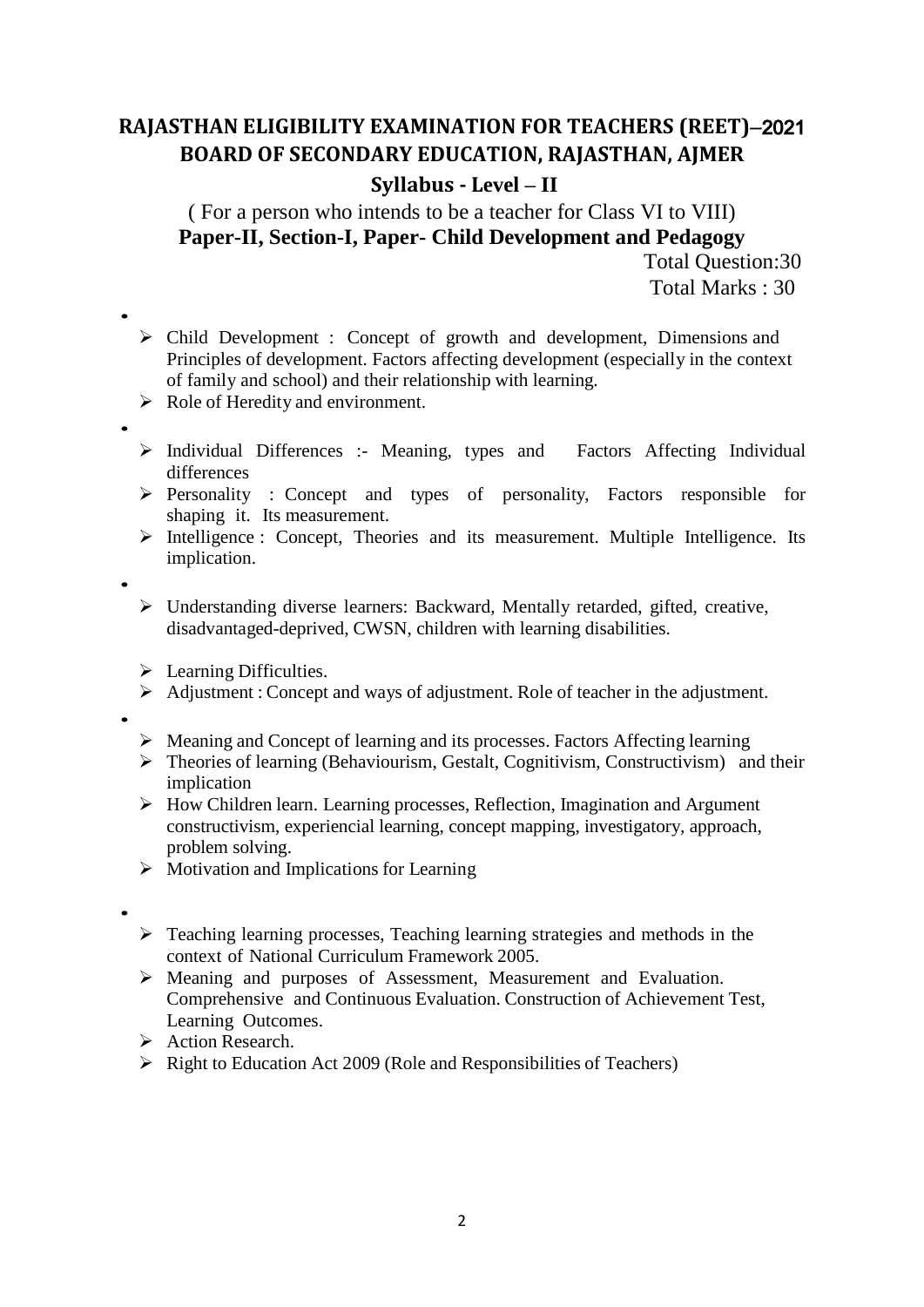# RAJASTHAN ELIGIBILITY EXAMINATION FOR TEACHERS (REET)–2021

## BOARD OF SECONDARY EDUCATION, RAJASTHAN, AJMER

### Syllabus - Level – II

( For a person who intends to be a teacher for Class VI to VIII)

**Paper-II, Section-I, Paper- Child Development and Pedagogy**

Total Question:30

Total Marks : 30

- 
  - Child Development : Concept of growth and development, Dimensions and Principles of development. Factors affecting development (especially in the context of family and school) and their relationship with learning.
  - Role of Heredity and environment.
- 
  - Individual Differences :- Meaning, types and Factors Affecting Individual differences
  - Personality : Concept and types of personality, Factors responsible for shaping it. Its measurement.
  - Intelligence : Concept, Theories and its measurement. Multiple Intelligence. Its implication.
- 
  - Understanding diverse learners: Backward, Mentally retarded, gifted, creative, disadvantaged-deprived, CWSN, children with learning disabilities.
  - Learning Difficulties.
  - Adjustment : Concept and ways of adjustment. Role of teacher in the adjustment.
- 
  - Meaning and Concept of learning and its processes. Factors Affecting learning
  - Theories of learning (Behaviourism, Gestalt, Cognitivism, Constructivism) and their implication
  - How Children learn. Learning processes, Reflection, Imagination and Argument constructivism, experiencial learning, concept mapping, investigatory, approach, problem solving.
  - Motivation and Implications for Learning
- 
  - Teaching learning processes, Teaching learning strategies and methods in the context of National Curriculum Framework 2005.
  - Meaning and purposes of Assessment, Measurement and Evaluation. Comprehensive and Continuous Evaluation. Construction of Achievement Test, Learning Outcomes.
  - Action Research.
  - Right to Education Act 2009 (Role and Responsibilities of Teachers)